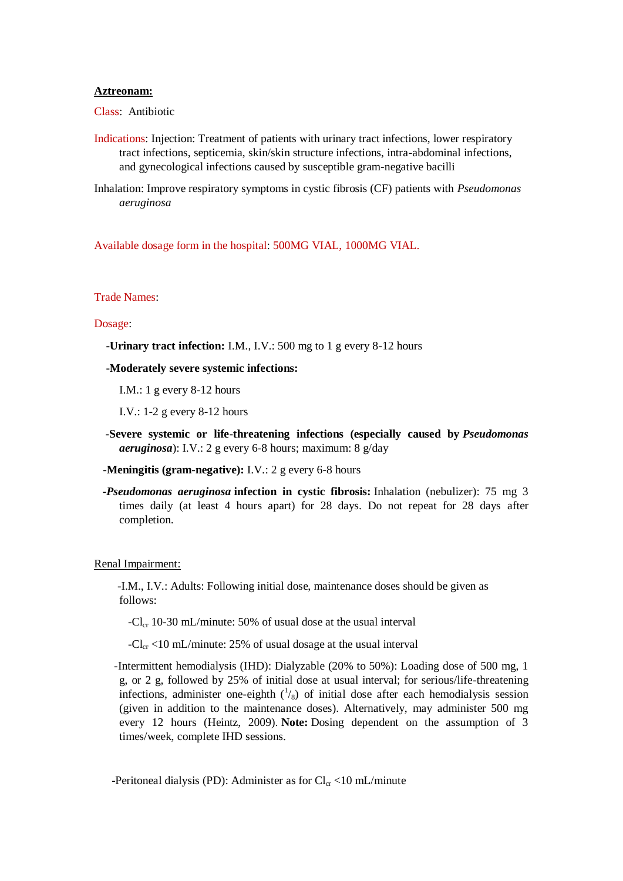**Aztreonam:**

Class: Antibiotic

Indications: Injection: Treatment of patients with urinary tract infections, lower respiratory tract infections, septicemia, skin/skin structure infections, intra-abdominal infections, and gynecological infections caused by susceptible gram-negative bacilli

Inhalation: Improve respiratory symptoms in cystic fibrosis (CF) patients with *Pseudomonas aeruginosa*

Available dosage form in the hospital: 500MG VIAL, 1000MG VIAL.

Trade Names:

Dosage:

- **Urinary tract infection:** I.M., I.V.: 500 mg to 1 g every 8-12 hours
- **Moderately severe systemic infections:**
  - I.M.: 1 g every 8-12 hours
  - I.V.: 1-2 g every 8-12 hours
- **Severe systemic or life-threatening infections (especially caused by *Pseudomonas aeruginosa*)**: I.V.: 2 g every 6-8 hours; maximum: 8 g/day
- **Meningitis (gram-negative):** I.V.: 2 g every 6-8 hours
- ***Pseudomonas aeruginosa* infection in cystic fibrosis:** Inhalation (nebulizer): 75 mg 3 times daily (at least 4 hours apart) for 28 days. Do not repeat for 28 days after completion.

Renal Impairment:

- I.M., I.V.: Adults: Following initial dose, maintenance doses should be given as follows:
  - $Cl_{cr}$ 10-30 mL/minute: 50% of usual dose at the usual interval
  - $Cl_{cr}$ <10 mL/minute: 25% of usual dosage at the usual interval
- Intermittent hemodialysis (IHD): Dialyzable (20% to 50%): Loading dose of 500 mg, 1 g, or 2 g, followed by 25% of initial dose at usual interval; for serious/life-threatening infections, administer one-eighth ($^1/_8$) of initial dose after each hemodialysis session (given in addition to the maintenance doses). Alternatively, may administer 500 mg every 12 hours (Heintz, 2009). **Note:** Dosing dependent on the assumption of 3 times/week, complete IHD sessions.
- Peritoneal dialysis (PD): Administer as for $Cl_{cr}$ <10 mL/minute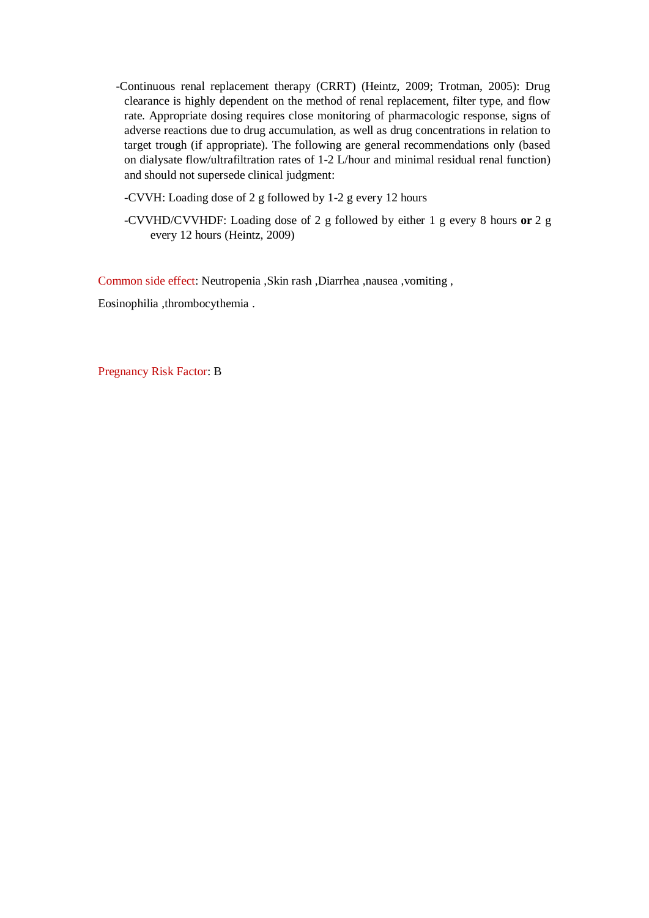- Continuous renal replacement therapy (CRRT) (Heintz, 2009; Trotman, 2005): Drug clearance is highly dependent on the method of renal replacement, filter type, and flow rate. Appropriate dosing requires close monitoring of pharmacologic response, signs of adverse reactions due to drug accumulation, as well as drug concentrations in relation to target trough (if appropriate). The following are general recommendations only (based on dialysate flow/ultrafiltration rates of 1-2 L/hour and minimal residual renal function) and should not supersede clinical judgment:

  - CVVH: Loading dose of 2 g followed by 1-2 g every 12 hours

  - CVVHD/CVVHDF: Loading dose of 2 g followed by either 1 g every 8 hours **or** 2 g every 12 hours (Heintz, 2009)

Common side effect: Neutropenia ,Skin rash ,Diarrhea ,nausea ,vomiting ,

Eosinophilia ,thrombocythemia .

Pregnancy Risk Factor: B